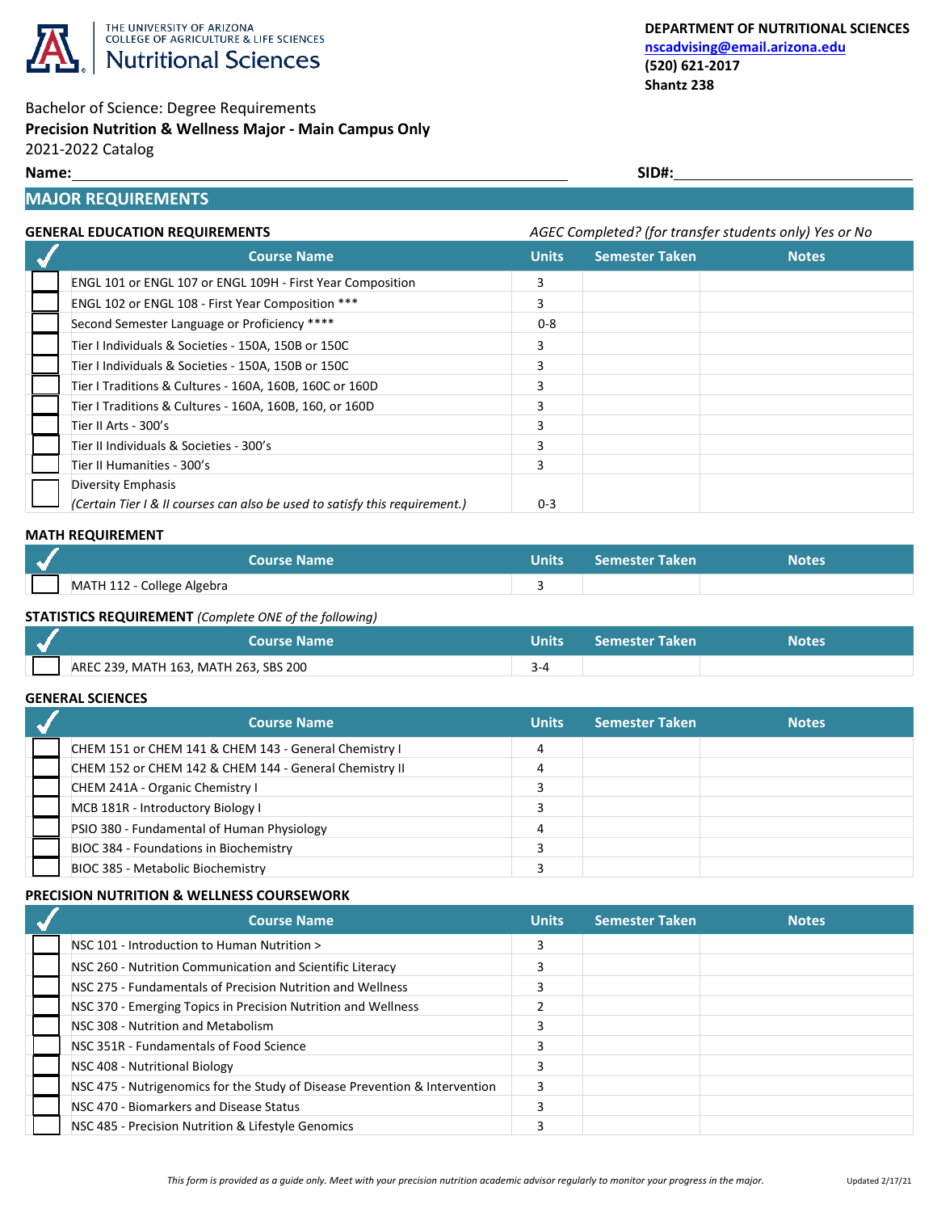THE UNIVERSITY OF ARIZONA
COLLEGE OF AGRICULTURE & LIFE SCIENCES
Nutritional Sciences

**DEPARTMENT OF NUTRITIONAL SCIENCES**
**nscadvising@email.arizona.edu**
**(520) 621-2017**
**Shantz 238**

Bachelor of Science: Degree Requirements
**Precision Nutrition & Wellness Major - Main Campus Only**
2021-2022 Catalog

**Name:** ____________________ **SID#:** ____________________

## MAJOR REQUIREMENTS

### GENERAL EDUCATION REQUIREMENTS

*AGEC Completed? (for transfer students only) Yes or No*

| ✓ | Course Name | Units | Semester Taken | Notes |
|---|---|---|---|---|
| | ENGL 101 or ENGL 107 or ENGL 109H - First Year Composition | 3 | | |
| | ENGL 102 or ENGL 108 - First Year Composition *** | 3 | | |
| | Second Semester Language or Proficiency **** | 0-8 | | |
| | Tier I Individuals & Societies - 150A, 150B or 150C | 3 | | |
| | Tier I Individuals & Societies - 150A, 150B or 150C | 3 | | |
| | Tier I Traditions & Cultures - 160A, 160B, 160C or 160D | 3 | | |
| | Tier I Traditions & Cultures - 160A, 160B, 160, or 160D | 3 | | |
| | Tier II Arts - 300's | 3 | | |
| | Tier II Individuals & Societies - 300's | 3 | | |
| | Tier II Humanities - 300's | 3 | | |
| | Diversity Emphasis *(Certain Tier I & II courses can also be used to satisfy this requirement.)* | 0-3 | | |

### MATH REQUIREMENT

| ✓ | Course Name | Units | Semester Taken | Notes |
|---|---|---|---|---|
| | MATH 112 - College Algebra | 3 | | |

### STATISTICS REQUIREMENT *(Complete ONE of the following)*

| ✓ | Course Name | Units | Semester Taken | Notes |
|---|---|---|---|---|
| | AREC 239, MATH 163, MATH 263, SBS 200 | 3-4 | | |

### GENERAL SCIENCES

| ✓ | Course Name | Units | Semester Taken | Notes |
|---|---|---|---|---|
| | CHEM 151 or CHEM 141 & CHEM 143 - General Chemistry I | 4 | | |
| | CHEM 152 or CHEM 142 & CHEM 144 - General Chemistry II | 4 | | |
| | CHEM 241A - Organic Chemistry I | 3 | | |
| | MCB 181R - Introductory Biology I | 3 | | |
| | PSIO 380 - Fundamental of Human Physiology | 4 | | |
| | BIOC 384 - Foundations in Biochemistry | 3 | | |
| | BIOC 385 - Metabolic Biochemistry | 3 | | |

### PRECISION NUTRITION & WELLNESS COURSEWORK

| ✓ | Course Name | Units | Semester Taken | Notes |
|---|---|---|---|---|
| | NSC 101 - Introduction to Human Nutrition > | 3 | | |
| | NSC 260 - Nutrition Communication and Scientific Literacy | 3 | | |
| | NSC 275 - Fundamentals of Precision Nutrition and Wellness | 3 | | |
| | NSC 370 - Emerging Topics in Precision Nutrition and Wellness | 2 | | |
| | NSC 308 - Nutrition and Metabolism | 3 | | |
| | NSC 351R - Fundamentals of Food Science | 3 | | |
| | NSC 408 - Nutritional Biology | 3 | | |
| | NSC 475 - Nutrigenomics for the Study of Disease Prevention & Intervention | 3 | | |
| | NSC 470 - Biomarkers and Disease Status | 3 | | |
| | NSC 485 - Precision Nutrition & Lifestyle Genomics | 3 | | |

*This form is provided as a guide only. Meet with your precision nutrition academic advisor regularly to monitor your progress in the major.*

Updated 2/17/21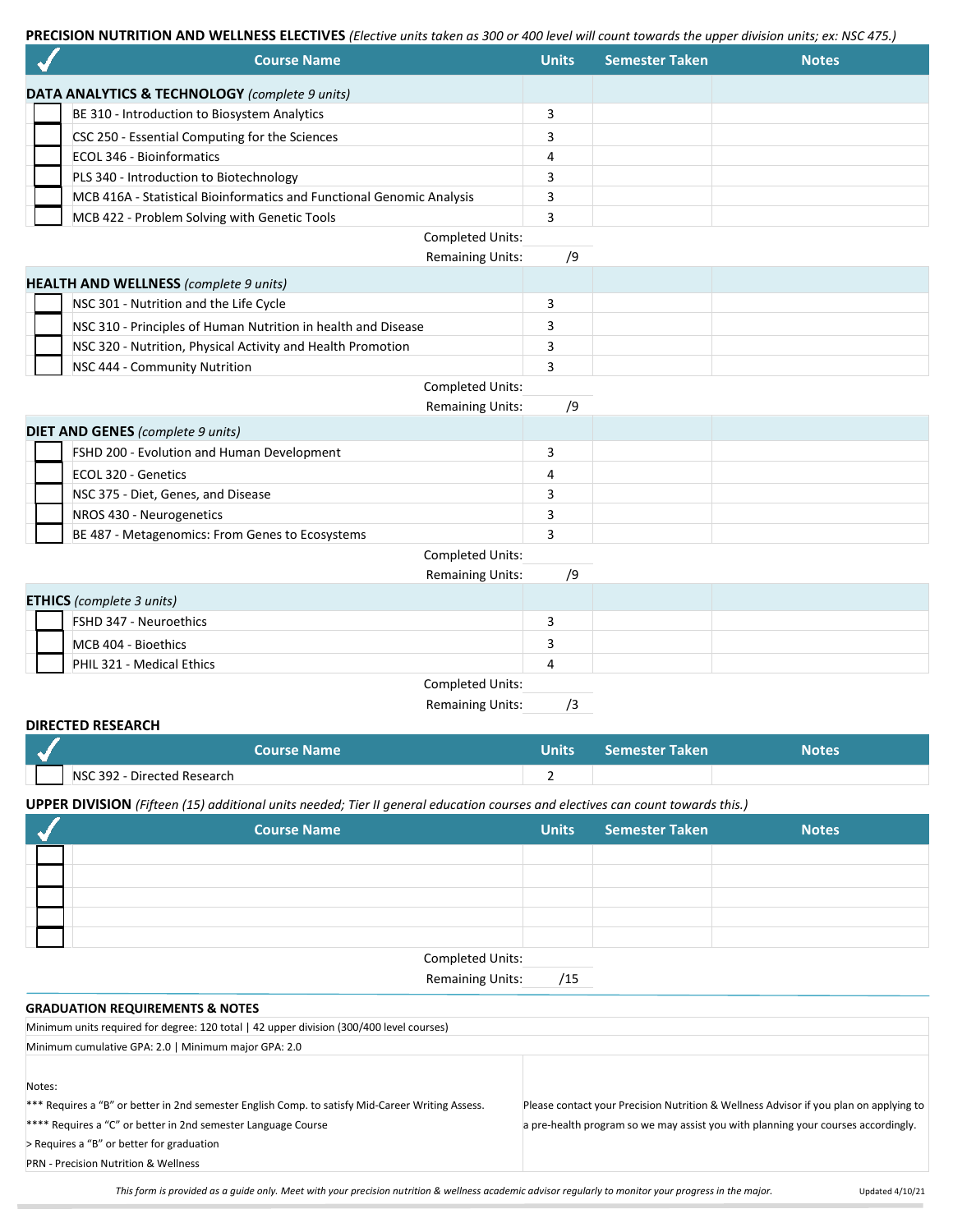## PRECISION NUTRITION AND WELLNESS ELECTIVES *(Elective units taken as 300 or 400 level will count towards the upper division units; ex: NSC 475.)*

| ✓ | Course Name | Units | Semester Taken | Notes |
|---|---|---|---|---|
| | **DATA ANALYTICS & TECHNOLOGY** *(complete 9 units)* | | | |
| ☐ | BE 310 - Introduction to Biosystem Analytics | 3 | | |
| ☐ | CSC 250 - Essential Computing for the Sciences | 3 | | |
| ☐ | ECOL 346 - Bioinformatics | 4 | | |
| ☐ | PLS 340 - Introduction to Biotechnology | 3 | | |
| ☐ | MCB 416A - Statistical Bioinformatics and Functional Genomic Analysis | 3 | | |
| ☐ | MCB 422 - Problem Solving with Genetic Tools | 3 | | |
| | Completed Units: | | | |
| | Remaining Units: | /9 | | |
| | **HEALTH AND WELLNESS** *(complete 9 units)* | | | |
| ☐ | NSC 301 - Nutrition and the Life Cycle | 3 | | |
| ☐ | NSC 310 - Principles of Human Nutrition in health and Disease | 3 | | |
| ☐ | NSC 320 - Nutrition, Physical Activity and Health Promotion | 3 | | |
| ☐ | NSC 444 - Community Nutrition | 3 | | |
| | Completed Units: | | | |
| | Remaining Units: | /9 | | |
| | **DIET AND GENES** *(complete 9 units)* | | | |
| ☐ | FSHD 200 - Evolution and Human Development | 3 | | |
| ☐ | ECOL 320 - Genetics | 4 | | |
| ☐ | NSC 375 - Diet, Genes, and Disease | 3 | | |
| ☐ | NROS 430 - Neurogenetics | 3 | | |
| ☐ | BE 487 - Metagenomics: From Genes to Ecosystems | 3 | | |
| | Completed Units: | | | |
| | Remaining Units: | /9 | | |
| | **ETHICS** *(complete 3 units)* | | | |
| ☐ | FSHD 347 - Neuroethics | 3 | | |
| ☐ | MCB 404 - Bioethics | 3 | | |
| ☐ | PHIL 321 - Medical Ethics | 4 | | |
| | Completed Units: | | | |
| | Remaining Units: | /3 | | |

## DIRECTED RESEARCH

| ✓ | Course Name | Units | Semester Taken | Notes |
|---|---|---|---|---|
| ☐ | NSC 392 - Directed Research | 2 | | |

## UPPER DIVISION *(Fifteen (15) additional units needed; Tier II general education courses and electives can count towards this.)*

| ✓ | Course Name | Units | Semester Taken | Notes |
|---|---|---|---|---|
| ☐ | | | | |
| ☐ | | | | |
| ☐ | | | | |
| ☐ | | | | |
| ☐ | | | | |
| | Completed Units: | | | |
| | Remaining Units: | /15 | | |

## GRADUATION REQUIREMENTS & NOTES

Minimum units required for degree: 120 total | 42 upper division (300/400 level courses)

Minimum cumulative GPA: 2.0 | Minimum major GPA: 2.0

Notes:

*** Requires a "B" or better in 2nd semester English Comp. to satisfy Mid-Career Writing Assess.

**** Requires a "C" or better in 2nd semester Language Course

> Requires a "B" or better for graduation

PRN - Precision Nutrition & Wellness

Please contact your Precision Nutrition & Wellness Advisor if you plan on applying to a pre-health program so we may assist you with planning your courses accordingly.

*This form is provided as a guide only. Meet with your precision nutrition & wellness academic advisor regularly to monitor your progress in the major.*

Updated 4/10/21